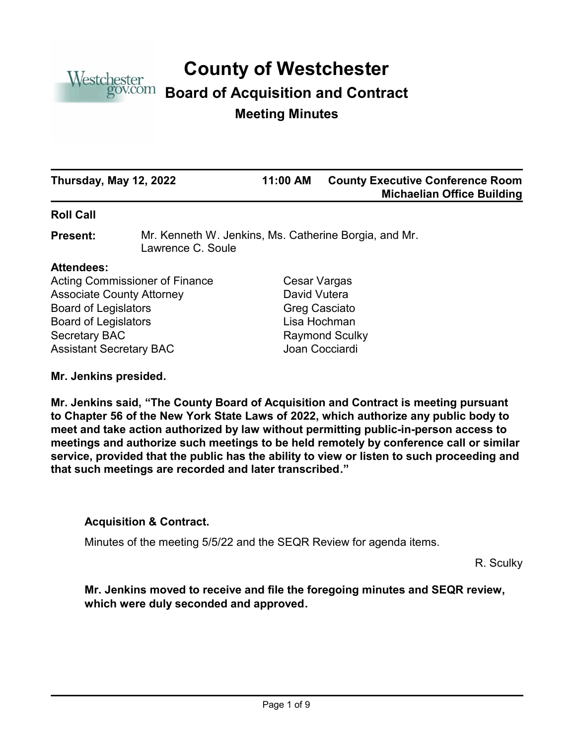# County of Westchester

## Board of Acquisition and Contract

### Meeting Minutes

| **Thursday, May 12, 2022** | **11:00 AM** | **County Executive Conference Room Michaelian Office Building** |
|---|---|---|

**Roll Call**

**Present:** Mr. Kenneth W. Jenkins, Ms. Catherine Borgia, and Mr. Lawrence C. Soule

**Attendees:**

| | |
|---|---|
| Acting Commissioner of Finance | Cesar Vargas |
| Associate County Attorney | David Vutera |
| Board of Legislators | Greg Casciato |
| Board of Legislators | Lisa Hochman |
| Secretary BAC | Raymond Sculky |
| Assistant Secretary BAC | Joan Cocciardi |

**Mr. Jenkins presided.**

**Mr. Jenkins said, "The County Board of Acquisition and Contract is meeting pursuant to Chapter 56 of the New York State Laws of 2022, which authorize any public body to meet and take action authorized by law without permitting public-in-person access to meetings and authorize such meetings to be held remotely by conference call or similar service, provided that the public has the ability to view or listen to such proceeding and that such meetings are recorded and later transcribed."**

**Acquisition & Contract.**

Minutes of the meeting 5/5/22 and the SEQR Review for agenda items.

R. Sculky

**Mr. Jenkins moved to receive and file the foregoing minutes and SEQR review, which were duly seconded and approved.**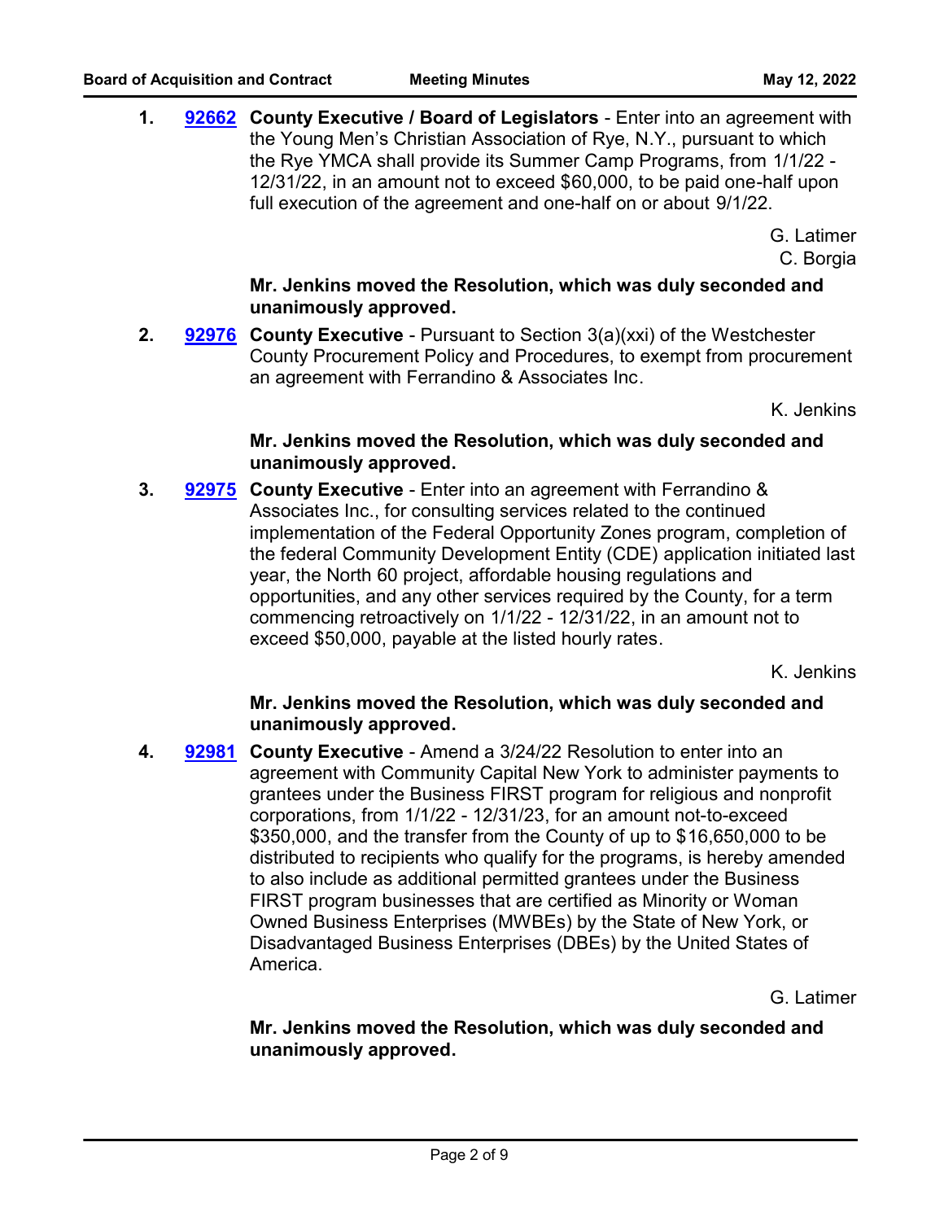1. **92662** **County Executive / Board of Legislators** - Enter into an agreement with the Young Men's Christian Association of Rye, N.Y., pursuant to which the Rye YMCA shall provide its Summer Camp Programs, from 1/1/22 - 12/31/22, in an amount not to exceed $60,000, to be paid one-half upon full execution of the agreement and one-half on or about 9/1/22.

   G. Latimer
   C. Borgia

   **Mr. Jenkins moved the Resolution, which was duly seconded and unanimously approved.**

2. **92976** **County Executive** - Pursuant to Section 3(a)(xxi) of the Westchester County Procurement Policy and Procedures, to exempt from procurement an agreement with Ferrandino & Associates Inc.

   K. Jenkins

   **Mr. Jenkins moved the Resolution, which was duly seconded and unanimously approved.**

3. **92975** **County Executive** - Enter into an agreement with Ferrandino & Associates Inc., for consulting services related to the continued implementation of the Federal Opportunity Zones program, completion of the federal Community Development Entity (CDE) application initiated last year, the North 60 project, affordable housing regulations and opportunities, and any other services required by the County, for a term commencing retroactively on 1/1/22 - 12/31/22, in an amount not to exceed $50,000, payable at the listed hourly rates.

   K. Jenkins

   **Mr. Jenkins moved the Resolution, which was duly seconded and unanimously approved.**

4. **92981** **County Executive** - Amend a 3/24/22 Resolution to enter into an agreement with Community Capital New York to administer payments to grantees under the Business FIRST program for religious and nonprofit corporations, from 1/1/22 - 12/31/23, for an amount not-to-exceed $350,000, and the transfer from the County of up to $16,650,000 to be distributed to recipients who qualify for the programs, is hereby amended to also include as additional permitted grantees under the Business FIRST program businesses that are certified as Minority or Woman Owned Business Enterprises (MWBEs) by the State of New York, or Disadvantaged Business Enterprises (DBEs) by the United States of America.

   G. Latimer

   **Mr. Jenkins moved the Resolution, which was duly seconded and unanimously approved.**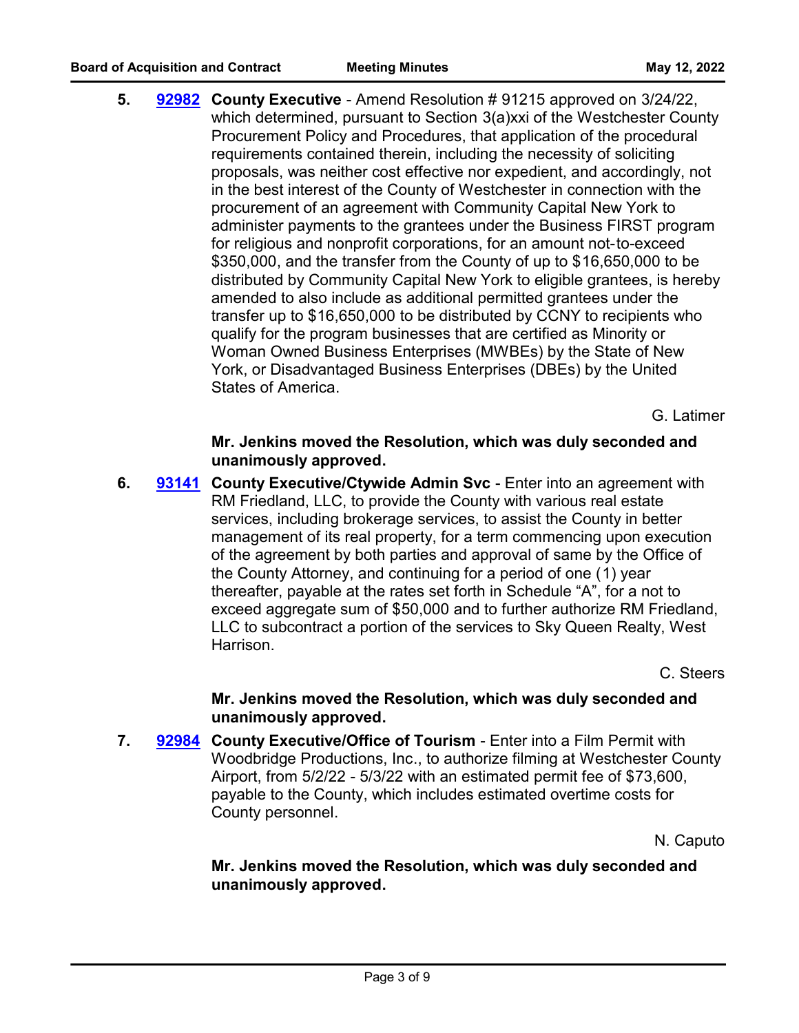5. **92982** **County Executive** - Amend Resolution # 91215 approved on 3/24/22, which determined, pursuant to Section 3(a)xxi of the Westchester County Procurement Policy and Procedures, that application of the procedural requirements contained therein, including the necessity of soliciting proposals, was neither cost effective nor expedient, and accordingly, not in the best interest of the County of Westchester in connection with the procurement of an agreement with Community Capital New York to administer payments to the grantees under the Business FIRST program for religious and nonprofit corporations, for an amount not-to-exceed $350,000, and the transfer from the County of up to $16,650,000 to be distributed by Community Capital New York to eligible grantees, is hereby amended to also include as additional permitted grantees under the transfer up to $16,650,000 to be distributed by CCNY to recipients who qualify for the program businesses that are certified as Minority or Woman Owned Business Enterprises (MWBEs) by the State of New York, or Disadvantaged Business Enterprises (DBEs) by the United States of America.

   G. Latimer

   **Mr. Jenkins moved the Resolution, which was duly seconded and unanimously approved.**

6. **93141** **County Executive/Ctywide Admin Svc** - Enter into an agreement with RM Friedland, LLC, to provide the County with various real estate services, including brokerage services, to assist the County in better management of its real property, for a term commencing upon execution of the agreement by both parties and approval of same by the Office of the County Attorney, and continuing for a period of one (1) year thereafter, payable at the rates set forth in Schedule "A", for a not to exceed aggregate sum of $50,000 and to further authorize RM Friedland, LLC to subcontract a portion of the services to Sky Queen Realty, West Harrison.

   C. Steers

   **Mr. Jenkins moved the Resolution, which was duly seconded and unanimously approved.**

7. **92984** **County Executive/Office of Tourism** - Enter into a Film Permit with Woodbridge Productions, Inc., to authorize filming at Westchester County Airport, from 5/2/22 - 5/3/22 with an estimated permit fee of $73,600, payable to the County, which includes estimated overtime costs for County personnel.

   N. Caputo

   **Mr. Jenkins moved the Resolution, which was duly seconded and unanimously approved.**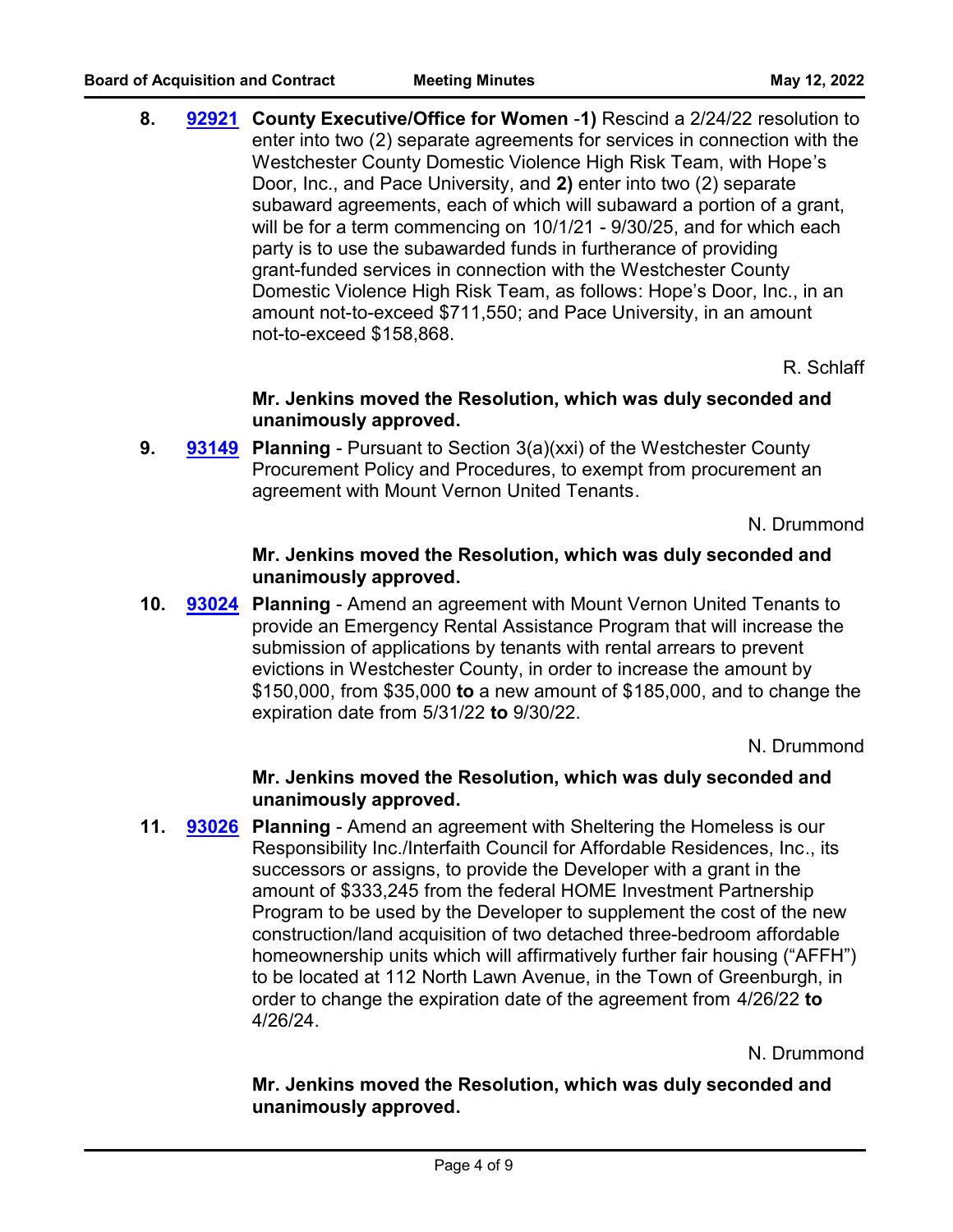8. **92921** **County Executive/Office for Women** -**1)** Rescind a 2/24/22 resolution to enter into two (2) separate agreements for services in connection with the Westchester County Domestic Violence High Risk Team, with Hope's Door, Inc., and Pace University, and **2)** enter into two (2) separate subaward agreements, each of which will subaward a portion of a grant, will be for a term commencing on 10/1/21 - 9/30/25, and for which each party is to use the subawarded funds in furtherance of providing grant-funded services in connection with the Westchester County Domestic Violence High Risk Team, as follows: Hope's Door, Inc., in an amount not-to-exceed $711,550; and Pace University, in an amount not-to-exceed $158,868.

R. Schlaff

**Mr. Jenkins moved the Resolution, which was duly seconded and unanimously approved.**

9. **93149** **Planning** - Pursuant to Section 3(a)(xxi) of the Westchester County Procurement Policy and Procedures, to exempt from procurement an agreement with Mount Vernon United Tenants.

N. Drummond

**Mr. Jenkins moved the Resolution, which was duly seconded and unanimously approved.**

10. **93024** **Planning** - Amend an agreement with Mount Vernon United Tenants to provide an Emergency Rental Assistance Program that will increase the submission of applications by tenants with rental arrears to prevent evictions in Westchester County, in order to increase the amount by $150,000, from $35,000 **to** a new amount of $185,000, and to change the expiration date from 5/31/22 **to** 9/30/22.

N. Drummond

**Mr. Jenkins moved the Resolution, which was duly seconded and unanimously approved.**

11. **93026** **Planning** - Amend an agreement with Sheltering the Homeless is our Responsibility Inc./Interfaith Council for Affordable Residences, Inc., its successors or assigns, to provide the Developer with a grant in the amount of $333,245 from the federal HOME Investment Partnership Program to be used by the Developer to supplement the cost of the new construction/land acquisition of two detached three-bedroom affordable homeownership units which will affirmatively further fair housing ("AFFH") to be located at 112 North Lawn Avenue, in the Town of Greenburgh, in order to change the expiration date of the agreement from 4/26/22 **to** 4/26/24.

N. Drummond

**Mr. Jenkins moved the Resolution, which was duly seconded and unanimously approved.**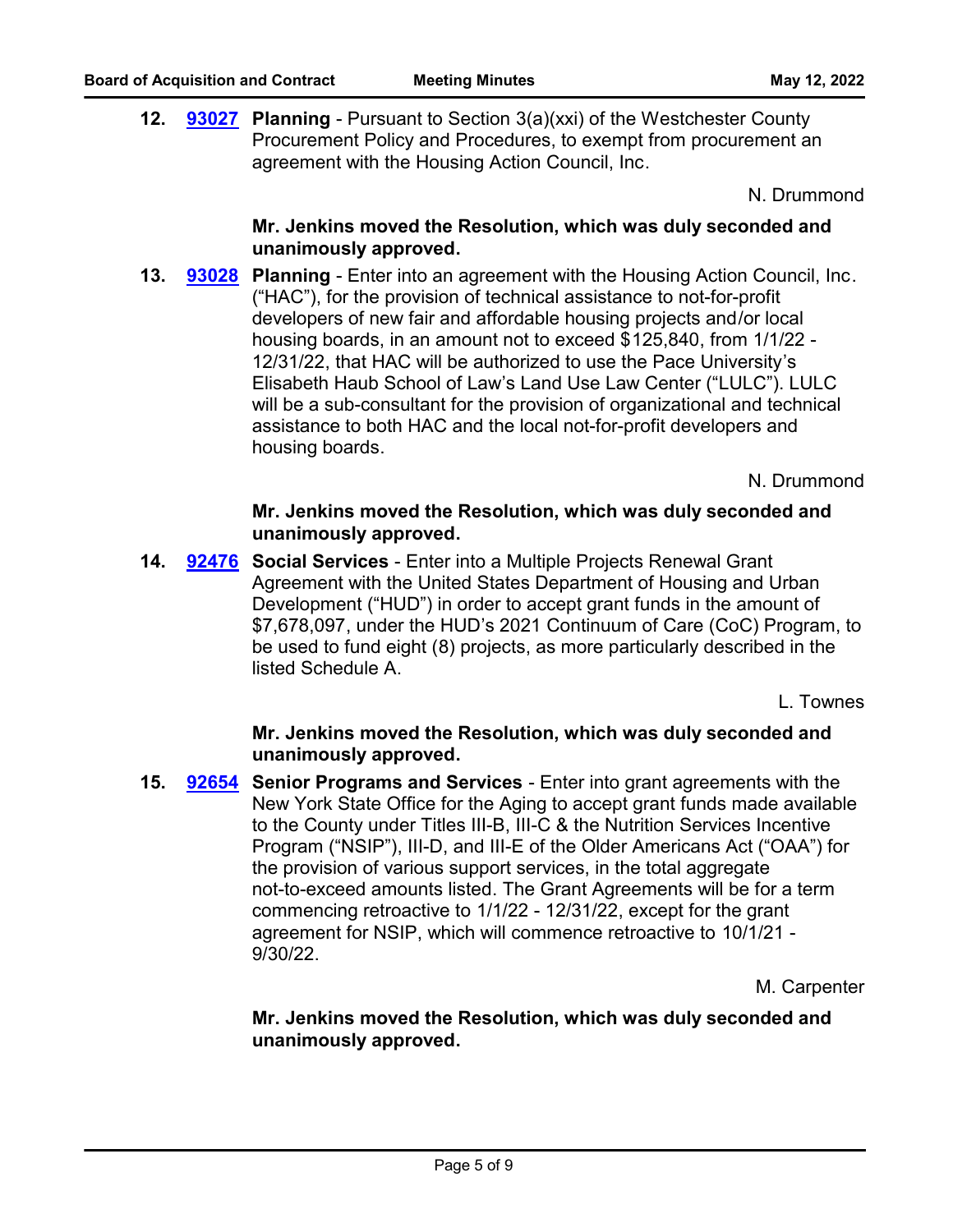12. **93027** **Planning** - Pursuant to Section 3(a)(xxi) of the Westchester County Procurement Policy and Procedures, to exempt from procurement an agreement with the Housing Action Council, Inc.

N. Drummond

**Mr. Jenkins moved the Resolution, which was duly seconded and unanimously approved.**

13. **93028** **Planning** - Enter into an agreement with the Housing Action Council, Inc. ("HAC"), for the provision of technical assistance to not-for-profit developers of new fair and affordable housing projects and/or local housing boards, in an amount not to exceed $125,840, from 1/1/22 - 12/31/22, that HAC will be authorized to use the Pace University's Elisabeth Haub School of Law's Land Use Law Center ("LULC"). LULC will be a sub-consultant for the provision of organizational and technical assistance to both HAC and the local not-for-profit developers and housing boards.

N. Drummond

**Mr. Jenkins moved the Resolution, which was duly seconded and unanimously approved.**

14. **92476** **Social Services** - Enter into a Multiple Projects Renewal Grant Agreement with the United States Department of Housing and Urban Development ("HUD") in order to accept grant funds in the amount of $7,678,097, under the HUD's 2021 Continuum of Care (CoC) Program, to be used to fund eight (8) projects, as more particularly described in the listed Schedule A.

L. Townes

**Mr. Jenkins moved the Resolution, which was duly seconded and unanimously approved.**

15. **92654** **Senior Programs and Services** - Enter into grant agreements with the New York State Office for the Aging to accept grant funds made available to the County under Titles III-B, III-C & the Nutrition Services Incentive Program ("NSIP"), III-D, and III-E of the Older Americans Act ("OAA") for the provision of various support services, in the total aggregate not-to-exceed amounts listed. The Grant Agreements will be for a term commencing retroactive to 1/1/22 - 12/31/22, except for the grant agreement for NSIP, which will commence retroactive to 10/1/21 - 9/30/22.

M. Carpenter

**Mr. Jenkins moved the Resolution, which was duly seconded and unanimously approved.**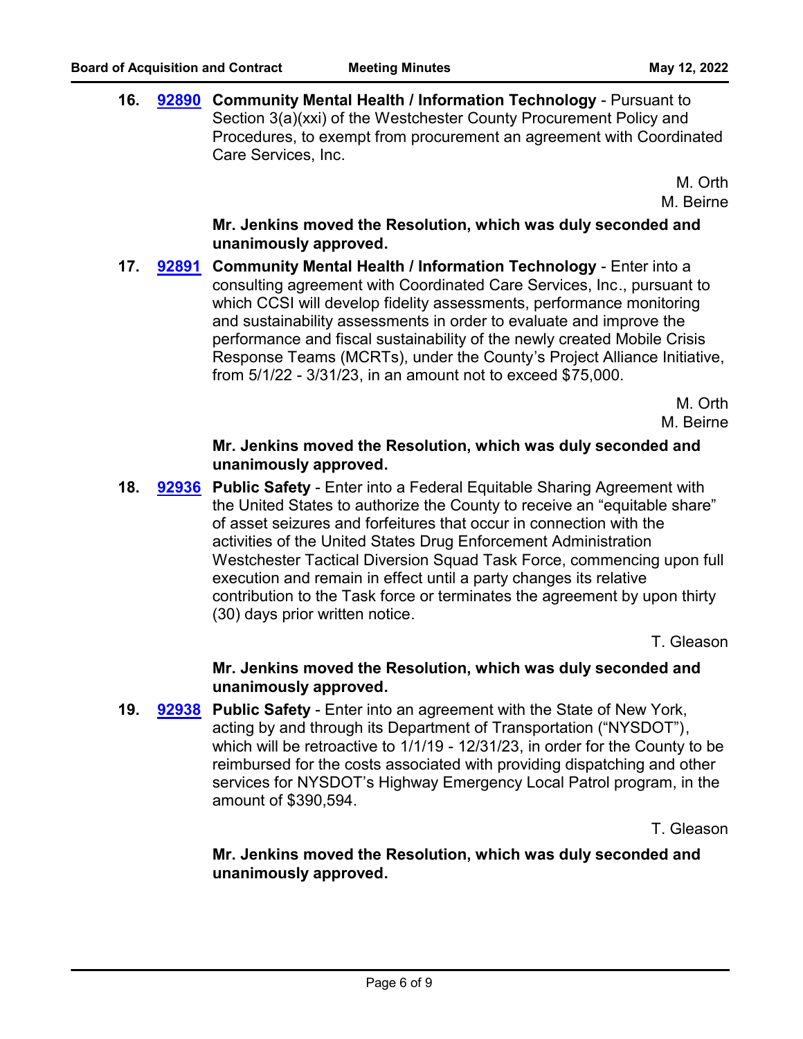16. **92890** **Community Mental Health / Information Technology** - Pursuant to Section 3(a)(xxi) of the Westchester County Procurement Policy and Procedures, to exempt from procurement an agreement with Coordinated Care Services, Inc.

M. Orth
M. Beirne

**Mr. Jenkins moved the Resolution, which was duly seconded and unanimously approved.**

17. **92891** **Community Mental Health / Information Technology** - Enter into a consulting agreement with Coordinated Care Services, Inc., pursuant to which CCSI will develop fidelity assessments, performance monitoring and sustainability assessments in order to evaluate and improve the performance and fiscal sustainability of the newly created Mobile Crisis Response Teams (MCRTs), under the County's Project Alliance Initiative, from 5/1/22 - 3/31/23, in an amount not to exceed $75,000.

M. Orth
M. Beirne

**Mr. Jenkins moved the Resolution, which was duly seconded and unanimously approved.**

18. **92936** **Public Safety** - Enter into a Federal Equitable Sharing Agreement with the United States to authorize the County to receive an "equitable share" of asset seizures and forfeitures that occur in connection with the activities of the United States Drug Enforcement Administration Westchester Tactical Diversion Squad Task Force, commencing upon full execution and remain in effect until a party changes its relative contribution to the Task force or terminates the agreement by upon thirty (30) days prior written notice.

T. Gleason

**Mr. Jenkins moved the Resolution, which was duly seconded and unanimously approved.**

19. **92938** **Public Safety** - Enter into an agreement with the State of New York, acting by and through its Department of Transportation ("NYSDOT"), which will be retroactive to 1/1/19 - 12/31/23, in order for the County to be reimbursed for the costs associated with providing dispatching and other services for NYSDOT's Highway Emergency Local Patrol program, in the amount of $390,594.

T. Gleason

**Mr. Jenkins moved the Resolution, which was duly seconded and unanimously approved.**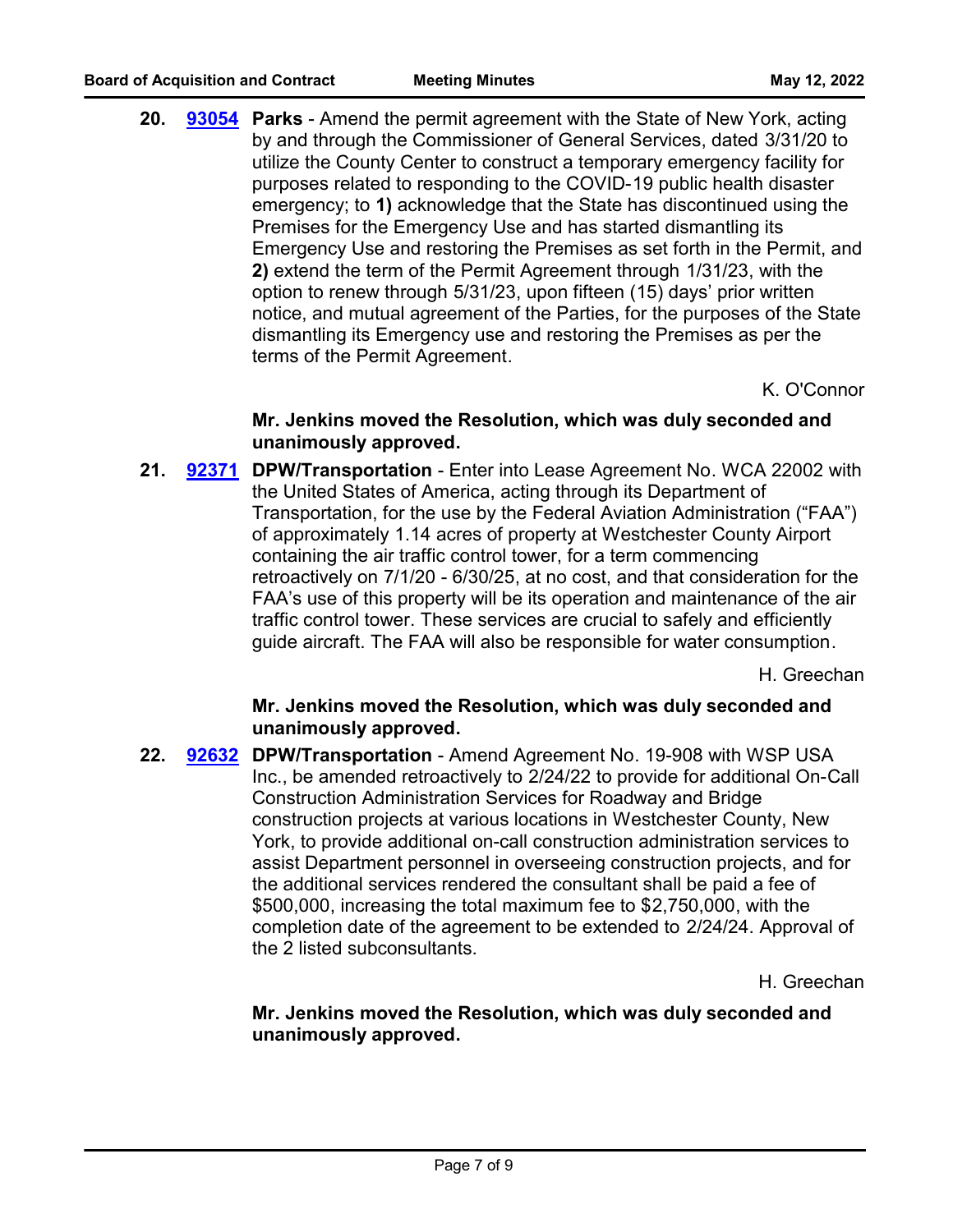**20.** **93054** **Parks** - Amend the permit agreement with the State of New York, acting by and through the Commissioner of General Services, dated 3/31/20 to utilize the County Center to construct a temporary emergency facility for purposes related to responding to the COVID-19 public health disaster emergency; to **1)** acknowledge that the State has discontinued using the Premises for the Emergency Use and has started dismantling its Emergency Use and restoring the Premises as set forth in the Permit, and **2)** extend the term of the Permit Agreement through 1/31/23, with the option to renew through 5/31/23, upon fifteen (15) days' prior written notice, and mutual agreement of the Parties, for the purposes of the State dismantling its Emergency use and restoring the Premises as per the terms of the Permit Agreement.

K. O'Connor

**Mr. Jenkins moved the Resolution, which was duly seconded and unanimously approved.**

**21.** **92371** **DPW/Transportation** - Enter into Lease Agreement No. WCA 22002 with the United States of America, acting through its Department of Transportation, for the use by the Federal Aviation Administration ("FAA") of approximately 1.14 acres of property at Westchester County Airport containing the air traffic control tower, for a term commencing retroactively on 7/1/20 - 6/30/25, at no cost, and that consideration for the FAA's use of this property will be its operation and maintenance of the air traffic control tower. These services are crucial to safely and efficiently guide aircraft. The FAA will also be responsible for water consumption.

H. Greechan

**Mr. Jenkins moved the Resolution, which was duly seconded and unanimously approved.**

**22.** **92632** **DPW/Transportation** - Amend Agreement No. 19-908 with WSP USA Inc., be amended retroactively to 2/24/22 to provide for additional On-Call Construction Administration Services for Roadway and Bridge construction projects at various locations in Westchester County, New York, to provide additional on-call construction administration services to assist Department personnel in overseeing construction projects, and for the additional services rendered the consultant shall be paid a fee of $500,000, increasing the total maximum fee to $2,750,000, with the completion date of the agreement to be extended to 2/24/24. Approval of the 2 listed subconsultants.

H. Greechan

**Mr. Jenkins moved the Resolution, which was duly seconded and unanimously approved.**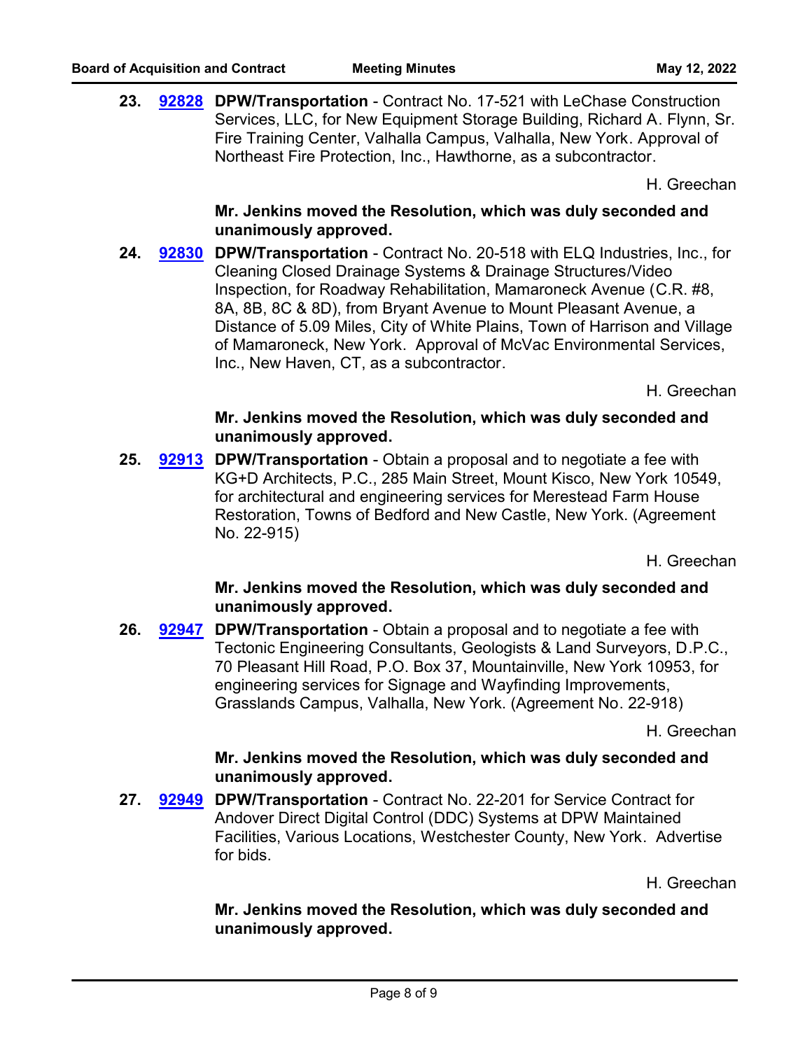**23.** **92828** **DPW/Transportation** - Contract No. 17-521 with LeChase Construction Services, LLC, for New Equipment Storage Building, Richard A. Flynn, Sr. Fire Training Center, Valhalla Campus, Valhalla, New York. Approval of Northeast Fire Protection, Inc., Hawthorne, as a subcontractor.

H. Greechan

**Mr. Jenkins moved the Resolution, which was duly seconded and unanimously approved.**

**24.** **92830** **DPW/Transportation** - Contract No. 20-518 with ELQ Industries, Inc., for Cleaning Closed Drainage Systems & Drainage Structures/Video Inspection, for Roadway Rehabilitation, Mamaroneck Avenue (C.R. #8, 8A, 8B, 8C & 8D), from Bryant Avenue to Mount Pleasant Avenue, a Distance of 5.09 Miles, City of White Plains, Town of Harrison and Village of Mamaroneck, New York. Approval of McVac Environmental Services, Inc., New Haven, CT, as a subcontractor.

H. Greechan

**Mr. Jenkins moved the Resolution, which was duly seconded and unanimously approved.**

**25.** **92913** **DPW/Transportation** - Obtain a proposal and to negotiate a fee with KG+D Architects, P.C., 285 Main Street, Mount Kisco, New York 10549, for architectural and engineering services for Merestead Farm House Restoration, Towns of Bedford and New Castle, New York. (Agreement No. 22-915)

H. Greechan

**Mr. Jenkins moved the Resolution, which was duly seconded and unanimously approved.**

**26.** **92947** **DPW/Transportation** - Obtain a proposal and to negotiate a fee with Tectonic Engineering Consultants, Geologists & Land Surveyors, D.P.C., 70 Pleasant Hill Road, P.O. Box 37, Mountainville, New York 10953, for engineering services for Signage and Wayfinding Improvements, Grasslands Campus, Valhalla, New York. (Agreement No. 22-918)

H. Greechan

**Mr. Jenkins moved the Resolution, which was duly seconded and unanimously approved.**

**27.** **92949** **DPW/Transportation** - Contract No. 22-201 for Service Contract for Andover Direct Digital Control (DDC) Systems at DPW Maintained Facilities, Various Locations, Westchester County, New York. Advertise for bids.

H. Greechan

**Mr. Jenkins moved the Resolution, which was duly seconded and unanimously approved.**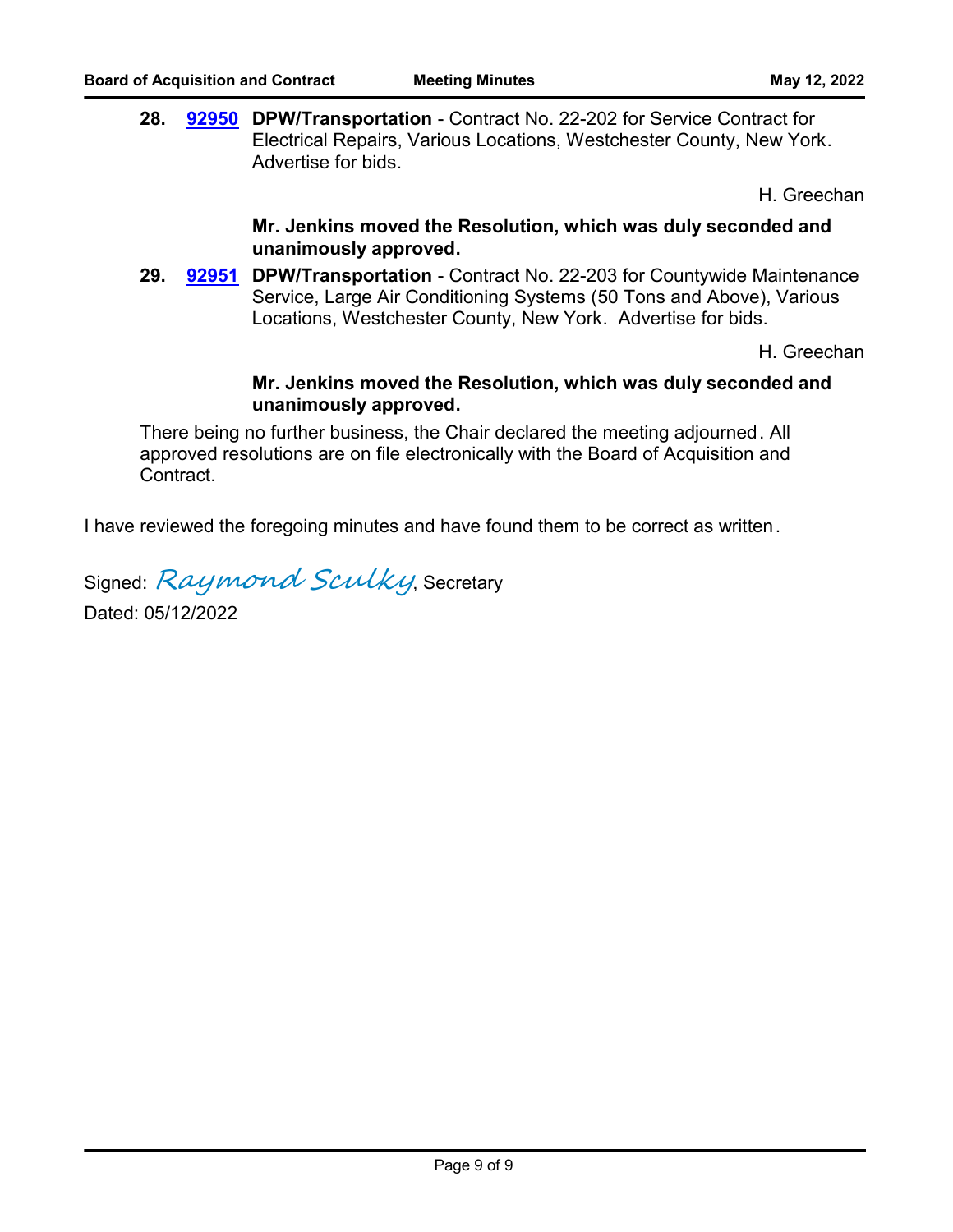**28.** **92950** **DPW/Transportation** - Contract No. 22-202 for Service Contract for Electrical Repairs, Various Locations, Westchester County, New York. Advertise for bids.

H. Greechan

**Mr. Jenkins moved the Resolution, which was duly seconded and unanimously approved.**

**29.** **92951** **DPW/Transportation** - Contract No. 22-203 for Countywide Maintenance Service, Large Air Conditioning Systems (50 Tons and Above), Various Locations, Westchester County, New York. Advertise for bids.

H. Greechan

**Mr. Jenkins moved the Resolution, which was duly seconded and unanimously approved.**

There being no further business, the Chair declared the meeting adjourned. All approved resolutions are on file electronically with the Board of Acquisition and Contract.

I have reviewed the foregoing minutes and have found them to be correct as written.

Signed: *Raymond Sculky*, Secretary

Dated: 05/12/2022